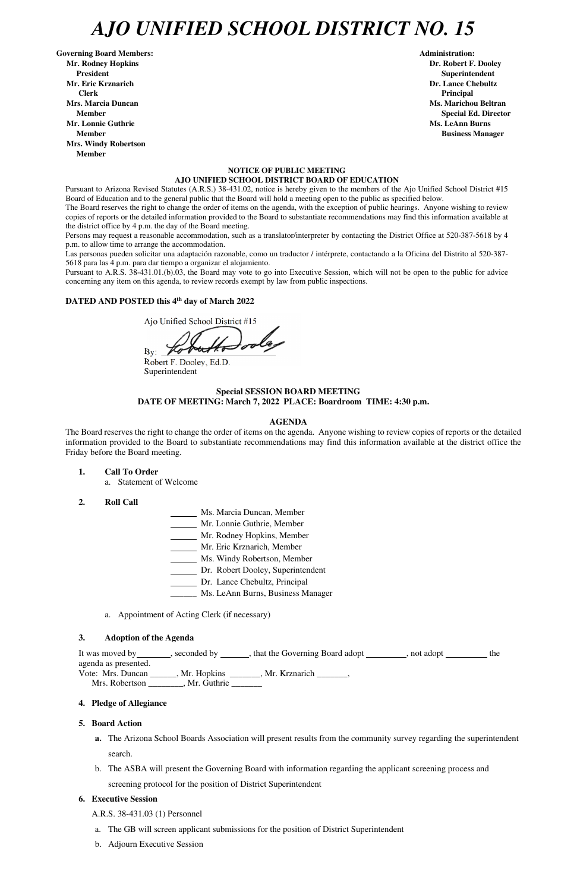# AJO UNIFIED SCHOOL DISTRICT NO. 15

**Governing Board Members:**
**Mr. Rodney Hopkins**
**President**
**Mr. Eric Krznarich**
**Clerk**
**Mrs. Marcia Duncan**
**Member**
**Mr. Lonnie Guthrie**
**Member**
**Mrs. Windy Robertson**
**Member**

**Administration:**
**Dr. Robert F. Dooley**
**Superintendent**
**Dr. Lance Chebultz**
**Principal**
**Ms. Marichou Beltran**
**Special Ed. Director**
**Ms. LeAnn Burns**
**Business Manager**

**NOTICE OF PUBLIC MEETING**
**AJO UNIFIED SCHOOL DISTRICT BOARD OF EDUCATION**

Pursuant to Arizona Revised Statutes (A.R.S.) 38-431.02, notice is hereby given to the members of the Ajo Unified School District #15 Board of Education and to the general public that the Board will hold a meeting open to the public as specified below.

The Board reserves the right to change the order of items on the agenda, with the exception of public hearings. Anyone wishing to review copies of reports or the detailed information provided to the Board to substantiate recommendations may find this information available at the district office by 4 p.m. the day of the Board meeting.

Persons may request a reasonable accommodation, such as a translator/interpreter by contacting the District Office at 520-387-5618 by 4 p.m. to allow time to arrange the accommodation.

Las personas pueden solicitar una adaptación razonable, como un traductor / intérprete, contactando a la Oficina del Distrito al 520-387-5618 para las 4 p.m. para dar tiempo a organizar el alojamiento.

Pursuant to A.R.S. 38-431.01.(b).03, the Board may vote to go into Executive Session, which will not be open to the public for advice concerning any item on this agenda, to review records exempt by law from public inspections.

**DATED AND POSTED this 4th day of March 2022**

Ajo Unified School District #15

By: ______________________
Robert F. Dooley, Ed.D.
Superintendent

**Special SESSION BOARD MEETING**
**DATE OF MEETING: March 7, 2022 PLACE: Boardroom TIME: 4:30 p.m.**

**AGENDA**

The Board reserves the right to change the order of items on the agenda. Anyone wishing to review copies of reports or the detailed information provided to the Board to substantiate recommendations may find this information available at the district office the Friday before the Board meeting.

1. **Call To Order**
   a. Statement of Welcome

2. **Roll Call**

   ______ Ms. Marcia Duncan, Member
   ______ Mr. Lonnie Guthrie, Member
   ______ Mr. Rodney Hopkins, Member
   ______ Mr. Eric Krznarich, Member
   ______ Ms. Windy Robertson, Member
   ______ Dr. Robert Dooley, Superintendent
   ______ Dr. Lance Chebultz, Principal
   ______ Ms. LeAnn Burns, Business Manager

   a. Appointment of Acting Clerk (if necessary)

3. **Adoption of the Agenda**

It was moved by________, seconded by ______, that the Governing Board adopt _________, not adopt _________ the agenda as presented.
Vote: Mrs. Duncan ______, Mr. Hopkins _______, Mr. Krznarich _______,
Mrs. Robertson ________, Mr. Guthrie _______

4. **Pledge of Allegiance**

5. **Board Action**
   a. The Arizona School Boards Association will present results from the community survey regarding the superintendent search.
   b. The ASBA will present the Governing Board with information regarding the applicant screening process and screening protocol for the position of District Superintendent

6. **Executive Session**

   A.R.S. 38-431.03 (1) Personnel

   a. The GB will screen applicant submissions for the position of District Superintendent
   b. Adjourn Executive Session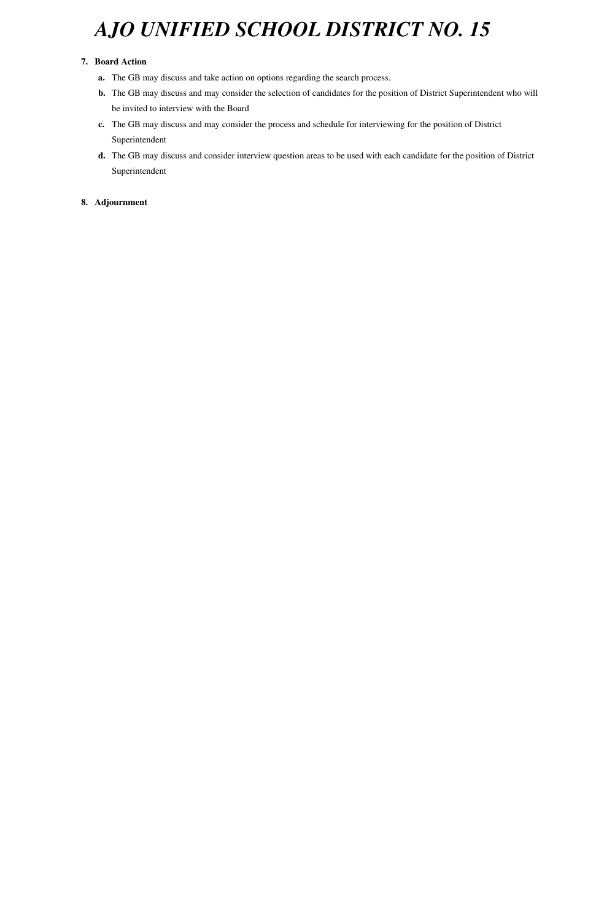7. **Board Action**
    - **a.** The GB may discuss and take action on options regarding the search process.
    - **b.** The GB may discuss and may consider the selection of candidates for the position of District Superintendent who will be invited to interview with the Board
    - **c.** The GB may discuss and may consider the process and schedule for interviewing for the position of District Superintendent
    - **d.** The GB may discuss and consider interview question areas to be used with each candidate for the position of District Superintendent

8. **Adjournment**